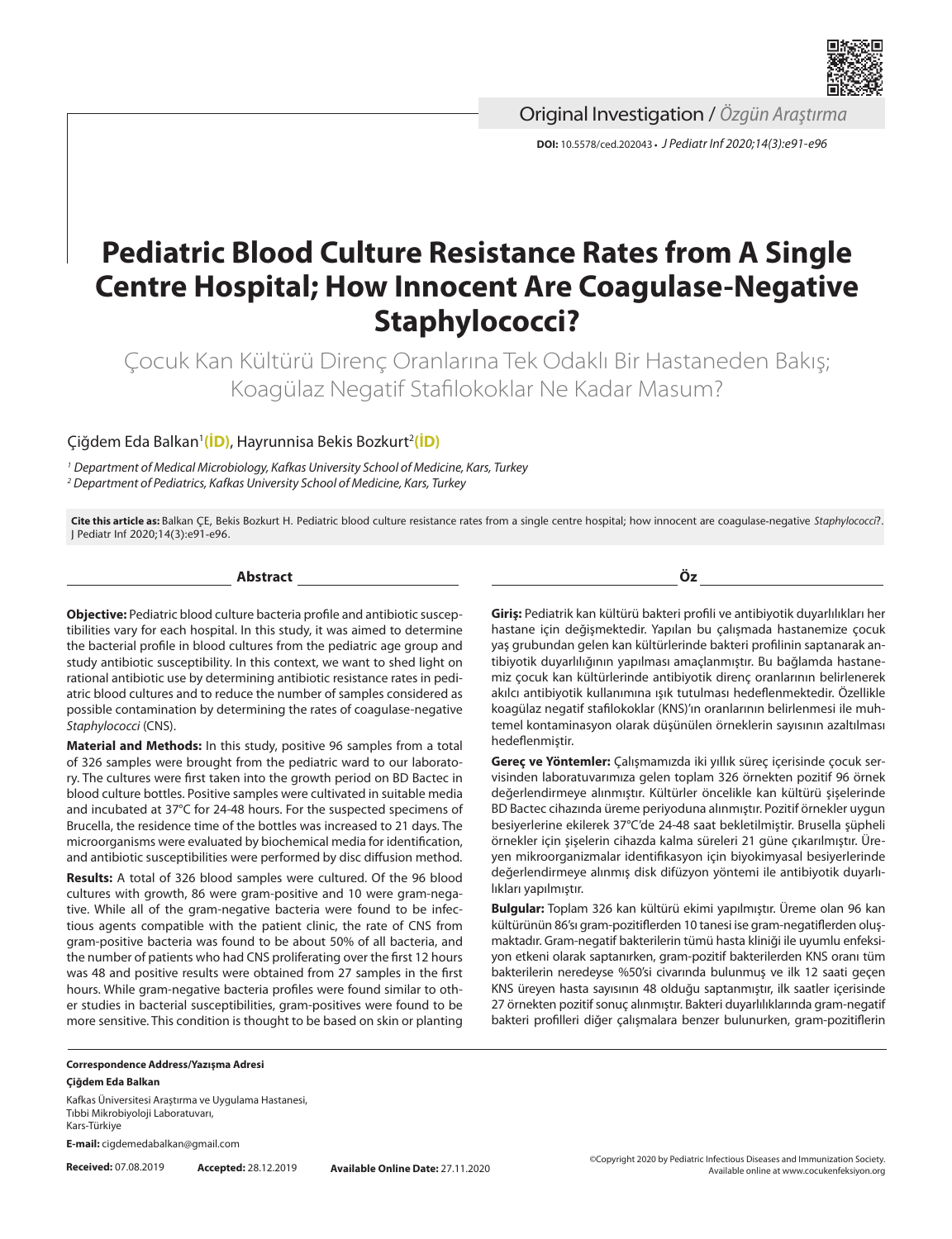Original Investigation / *Özgün Araştırma*

**DOI:** 10.5578/ced.202043 • *J Pediatr Inf 2020;14(3):e91-e96*

# Pediatric Blood Culture Resistance Rates from A Single Centre Hospital; How Innocent Are Coagulase-Negative Staphylococci?

## Çocuk Kan Kültürü Direnç Oranlarına Tek Odaklı Bir Hastaneden Bakış; Koagülaz Negatif Stafilokoklar Ne Kadar Masum?

Çiğdem Eda Balkan[1], Hayrunnisa Bekis Bozkurt[2]

*[1] Department of Medical Microbiology, Kafkas University School of Medicine, Kars, Turkey*
*[2] Department of Pediatrics, Kafkas University School of Medicine, Kars, Turkey*

**Cite this article as:** Balkan ÇE, Bekis Bozkurt H. Pediatric blood culture resistance rates from a single centre hospital; how innocent are coagulase-negative *Staphylococci*?. J Pediatr Inf 2020;14(3):e91-e96.

### Abstract

**Objective:** Pediatric blood culture bacteria profile and antibiotic susceptibilities vary for each hospital. In this study, it was aimed to determine the bacterial profile in blood cultures from the pediatric age group and study antibiotic susceptibility. In this context, we want to shed light on rational antibiotic use by determining antibiotic resistance rates in pediatric blood cultures and to reduce the number of samples considered as possible contamination by determining the rates of coagulase-negative *Staphylococci* (CNS).

**Material and Methods:** In this study, positive 96 samples from a total of 326 samples were brought from the pediatric ward to our laboratory. The cultures were first taken into the growth period on BD Bactec in blood culture bottles. Positive samples were cultivated in suitable media and incubated at 37°C for 24-48 hours. For the suspected specimens of Brucella, the residence time of the bottles was increased to 21 days. The microorganisms were evaluated by biochemical media for identification, and antibiotic susceptibilities were performed by disc diffusion method.

**Results:** A total of 326 blood samples were cultured. Of the 96 blood cultures with growth, 86 were gram-positive and 10 were gram-negative. While all of the gram-negative bacteria were found to be infectious agents compatible with the patient clinic, the rate of CNS from gram-positive bacteria was found to be about 50% of all bacteria, and the number of patients who had CNS proliferating over the first 12 hours was 48 and positive results were obtained from 27 samples in the first hours. While gram-negative bacteria profiles were found similar to other studies in bacterial susceptibilities, gram-positives were found to be more sensitive. This condition is thought to be based on skin or planting

### Öz

**Giriş:** Pediatrik kan kültürü bakteri profili ve antibiyotik duyarlılıkları her hastane için değişmektedir. Yapılan bu çalışmada hastanemize çocuk yaş grubundan gelen kan kültürlerinde bakteri profilinin saptanarak antibiyotik duyarlılığının yapılması amaçlanmıştır. Bu bağlamda hastanemiz çocuk kan kültürlerinde antibiyotik direnç oranlarının belirlenerek akılcı antibiyotik kullanımına ışık tutulması hedeflenmektedir. Özellikle koagülaz negatif stafilokoklar (KNS)'ın oranlarının belirlenmesi ile muhtemel kontaminasyon olarak düşünülen örneklerin sayısının azaltılması hedeflenmiştir.

**Gereç ve Yöntemler:** Çalışmamızda iki yıllık süreç içerisinde çocuk servisinden laboratuvarımıza gelen toplam 326 örnekten pozitif 96 örnek değerlendirmeye alınmıştır. Kültürler öncelikle kan kültürü şişelerinde BD Bactec cihazında üreme periyoduna alınmıştır. Pozitif örnekler uygun besiyerlerine ekilerek 37°C'de 24-48 saat bekletilmiştir. Brusella şüpheli örnekler için şişelerin cihazda kalma süreleri 21 güne çıkarılmıştır. Üreyen mikroorganizmalar identifikasyon için biyokimyasal besiyerlerinde değerlendirmeye alınmış disk difüzyon yöntemi ile antibiyotik duyarlılıkları yapılmıştır.

**Bulgular:** Toplam 326 kan kültürü ekimi yapılmıştır. Üreme olan 96 kan kültürünün 86'sı gram-pozitiflerden 10 tanesi ise gram-negatiflerden oluşmaktadır. Gram-negatif bakterilerin tümü hasta kliniği ile uyumlu enfeksiyon etkeni olarak saptanırken, gram-pozitif bakterilerden KNS oranı tüm bakterilerin neredeyse %50'si civarında bulunmuş ve ilk 12 saati geçen KNS üreyen hasta sayısının 48 olduğu saptanmıştır, ilk saatler içerisinde 27 örnekten pozitif sonuç alınmıştır. Bakteri duyarlılıklarında gram-negatif bakteri profilleri diğer çalışmalara benzer bulunurken, gram-pozitiflerin

**Correspondence Address/Yazışma Adresi**
**Çiğdem Eda Balkan**
Kafkas Üniversitesi Araştırma ve Uygulama Hastanesi,
Tıbbi Mikrobiyoloji Laboratuvarı,
Kars-Türkiye

**E-mail:** cigdemedabalkan@gmail.com

**Received:** 07.08.2019 **Accepted:** 28.12.2019 **Available Online Date:** 27.11.2020

©Copyright 2020 by Pediatric Infectious Diseases and Immunization Society.
Available online at www.cocukenfeksiyon.org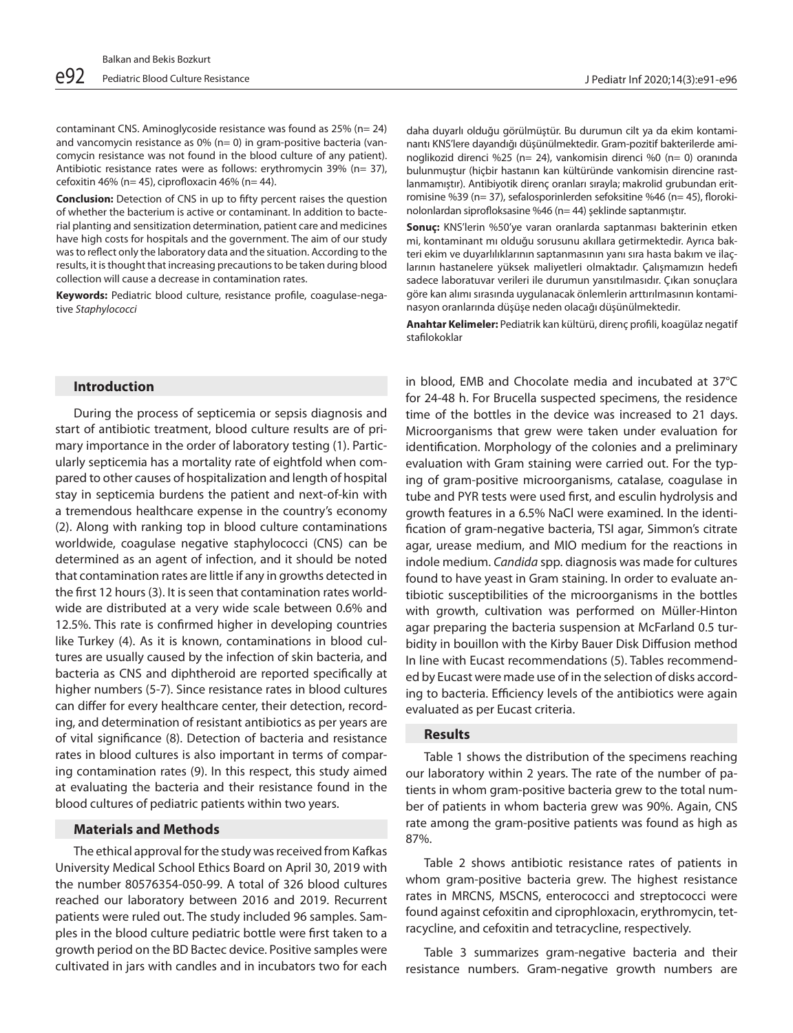contaminant CNS. Aminoglycoside resistance was found as 25% (n= 24) and vancomycin resistance as 0% (n= 0) in gram-positive bacteria (vancomycin resistance was not found in the blood culture of any patient). Antibiotic resistance rates were as follows: erythromycin 39% (n= 37), cefoxitin 46% (n= 45), ciprofloxacin 46% (n= 44).

**Conclusion:** Detection of CNS in up to fifty percent raises the question of whether the bacterium is active or contaminant. In addition to bacterial planting and sensitization determination, patient care and medicines have high costs for hospitals and the government. The aim of our study was to reflect only the laboratory data and the situation. According to the results, it is thought that increasing precautions to be taken during blood collection will cause a decrease in contamination rates.

**Keywords:** Pediatric blood culture, resistance profile, coagulase-negative *Staphylococci*

daha duyarlı olduğu görülmüştür. Bu durumun cilt ya da ekim kontaminantı KNS'lere dayandığı düşünülmektedir. Gram-pozitif bakterilerde aminoglikozid direnci %25 (n= 24), vankomisin direnci %0 (n= 0) oranında bulunmuştur (hiçbir hastanın kan kültüründe vankomisin direncine rastlanmamıştır). Antibiyotik direnç oranları sırayla; makrolid grubundan eritromisine %39 (n= 37), sefalosporinlerden sefoksitine %46 (n= 45), florokinolonlardan siprofloksasine %46 (n= 44) şeklinde saptanmıştır.

**Sonuç:** KNS'lerin %50'ye varan oranlarda saptanması bakterinin etken mi, kontaminant mı olduğu sorusunu akıllara getirmektedir. Ayrıca bakteri ekim ve duyarlılıklarının saptanmasının yanı sıra hasta bakım ve ilaçlarının hastanelere yüksek maliyetleri olmaktadır. Çalışmamızın hedefi sadece laboratuvar verileri ile durumun yansıtılmasıdır. Çıkan sonuçlara göre kan alımı sırasında uygulanacak önlemlerin arttırılmasının kontaminasyon oranlarında düşüşe neden olacağı düşünülmektedir.

**Anahtar Kelimeler:** Pediatrik kan kültürü, direnç profili, koagülaz negatif stafilokoklar

## Introduction

During the process of septicemia or sepsis diagnosis and start of antibiotic treatment, blood culture results are of primary importance in the order of laboratory testing (1). Particularly septicemia has a mortality rate of eightfold when compared to other causes of hospitalization and length of hospital stay in septicemia burdens the patient and next-of-kin with a tremendous healthcare expense in the country's economy (2). Along with ranking top in blood culture contaminations worldwide, coagulase negative staphylococci (CNS) can be determined as an agent of infection, and it should be noted that contamination rates are little if any in growths detected in the first 12 hours (3). It is seen that contamination rates worldwide are distributed at a very wide scale between 0.6% and 12.5%. This rate is confirmed higher in developing countries like Turkey (4). As it is known, contaminations in blood cultures are usually caused by the infection of skin bacteria, and bacteria as CNS and diphtheroid are reported specifically at higher numbers (5-7). Since resistance rates in blood cultures can differ for every healthcare center, their detection, recording, and determination of resistant antibiotics as per years are of vital significance (8). Detection of bacteria and resistance rates in blood cultures is also important in terms of comparing contamination rates (9). In this respect, this study aimed at evaluating the bacteria and their resistance found in the blood cultures of pediatric patients within two years.

## Materials and Methods

The ethical approval for the study was received from Kafkas University Medical School Ethics Board on April 30, 2019 with the number 80576354-050-99. A total of 326 blood cultures reached our laboratory between 2016 and 2019. Recurrent patients were ruled out. The study included 96 samples. Samples in the blood culture pediatric bottle were first taken to a growth period on the BD Bactec device. Positive samples were cultivated in jars with candles and in incubators two for each in blood, EMB and Chocolate media and incubated at 37°C for 24-48 h. For Brucella suspected specimens, the residence time of the bottles in the device was increased to 21 days. Microorganisms that grew were taken under evaluation for identification. Morphology of the colonies and a preliminary evaluation with Gram staining were carried out. For the typing of gram-positive microorganisms, catalase, coagulase in tube and PYR tests were used first, and esculin hydrolysis and growth features in a 6.5% NaCl were examined. In the identification of gram-negative bacteria, TSI agar, Simmon's citrate agar, urease medium, and MIO medium for the reactions in indole medium. *Candida* spp. diagnosis was made for cultures found to have yeast in Gram staining. In order to evaluate antibiotic susceptibilities of the microorganisms in the bottles with growth, cultivation was performed on Müller-Hinton agar preparing the bacteria suspension at McFarland 0.5 turbidity in bouillon with the Kirby Bauer Disk Diffusion method In line with Eucast recommendations (5). Tables recommended by Eucast were made use of in the selection of disks according to bacteria. Efficiency levels of the antibiotics were again evaluated as per Eucast criteria.

## Results

Table 1 shows the distribution of the specimens reaching our laboratory within 2 years. The rate of the number of patients in whom gram-positive bacteria grew to the total number of patients in whom bacteria grew was 90%. Again, CNS rate among the gram-positive patients was found as high as 87%.

Table 2 shows antibiotic resistance rates of patients in whom gram-positive bacteria grew. The highest resistance rates in MRCNS, MSCNS, enterococci and streptococci were found against cefoxitin and ciprophloxacin, erythromycin, tetracycline, and cefoxitin and tetracycline, respectively.

Table 3 summarizes gram-negative bacteria and their resistance numbers. Gram-negative growth numbers are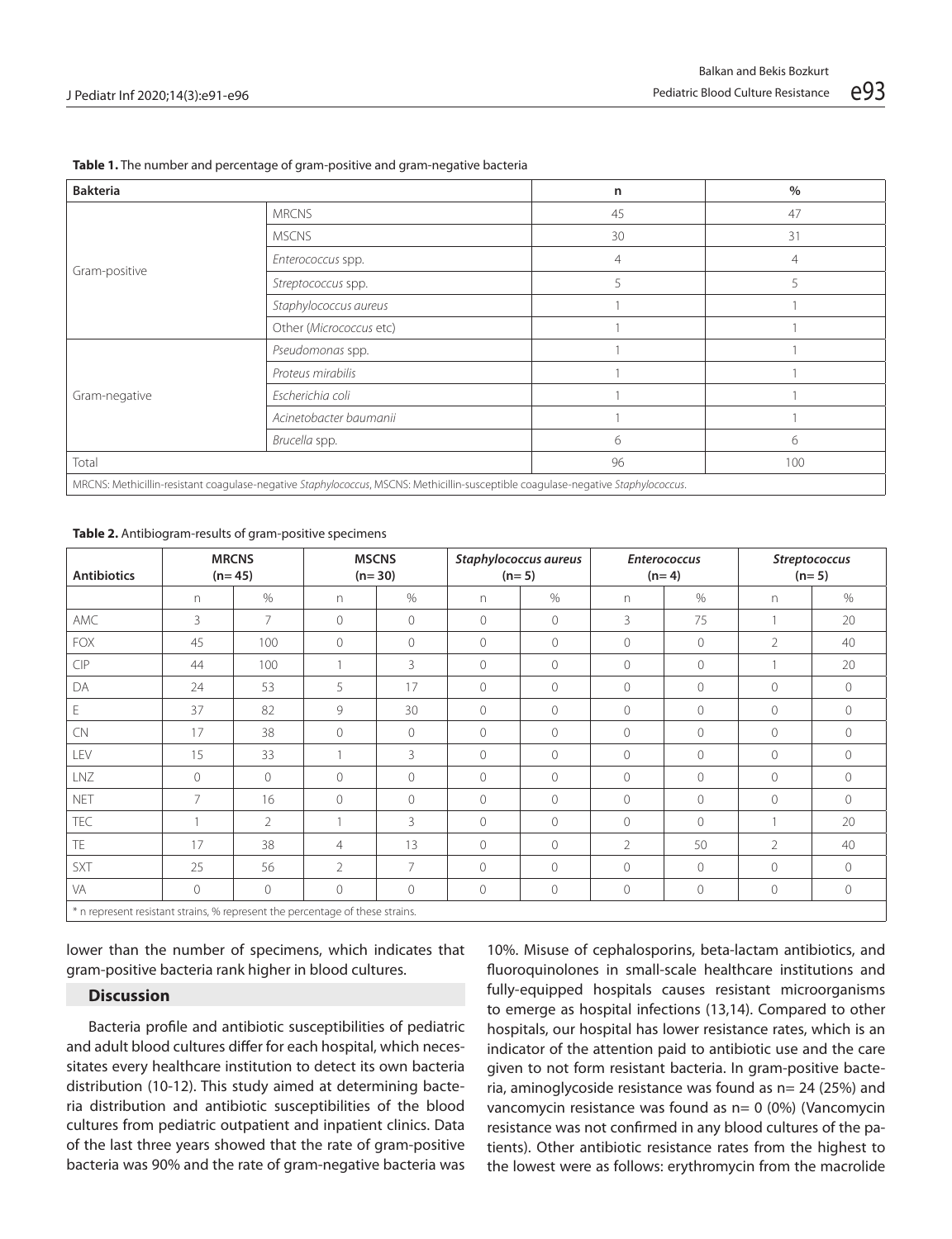**Table 1.** The number and percentage of gram-positive and gram-negative bacteria

| Bakteria | | n | % |
|---|---|---|---|
| Gram-positive | MRCNS | 45 | 47 |
| | MSCNS | 30 | 31 |
| | *Enterococcus* spp. | 4 | 4 |
| | *Streptococcus* spp. | 5 | 5 |
| | *Staphylococcus aureus* | 1 | 1 |
| | Other (*Micrococcus* etc) | 1 | 1 |
| Gram-negative | *Pseudomonas* spp. | 1 | 1 |
| | *Proteus mirabilis* | 1 | 1 |
| | *Escherichia coli* | 1 | 1 |
| | *Acinetobacter baumanii* | 1 | 1 |
| | *Brucella* spp. | 6 | 6 |
| Total | | 96 | 100 |

MRCNS: Methicillin-resistant coagulase-negative *Staphylococcus*, MSCNS: Methicillin-susceptible coagulase-negative *Staphylococcus*.

**Table 2.** Antibiogram-results of gram-positive specimens

| Antibiotics | MRCNS (n= 45) | | MSCNS (n= 30) | | *Staphylococcus aureus* (n= 5) | | *Enterococcus* (n= 4) | | *Streptococcus* (n= 5) | |
|---|---|---|---|---|---|---|---|---|---|---|
| | n | % | n | % | n | % | n | % | n | % |
| AMC | 3 | 7 | 0 | 0 | 0 | 0 | 3 | 75 | 1 | 20 |
| FOX | 45 | 100 | 0 | 0 | 0 | 0 | 0 | 0 | 2 | 40 |
| CIP | 44 | 100 | 1 | 3 | 0 | 0 | 0 | 0 | 1 | 20 |
| DA | 24 | 53 | 5 | 17 | 0 | 0 | 0 | 0 | 0 | 0 |
| E | 37 | 82 | 9 | 30 | 0 | 0 | 0 | 0 | 0 | 0 |
| CN | 17 | 38 | 0 | 0 | 0 | 0 | 0 | 0 | 0 | 0 |
| LEV | 15 | 33 | 1 | 3 | 0 | 0 | 0 | 0 | 0 | 0 |
| LNZ | 0 | 0 | 0 | 0 | 0 | 0 | 0 | 0 | 0 | 0 |
| NET | 7 | 16 | 0 | 0 | 0 | 0 | 0 | 0 | 0 | 0 |
| TEC | 1 | 2 | 1 | 3 | 0 | 0 | 0 | 0 | 1 | 20 |
| TE | 17 | 38 | 4 | 13 | 0 | 0 | 2 | 50 | 2 | 40 |
| SXT | 25 | 56 | 2 | 7 | 0 | 0 | 0 | 0 | 0 | 0 |
| VA | 0 | 0 | 0 | 0 | 0 | 0 | 0 | 0 | 0 | 0 |

* n represent resistant strains, % represent the percentage of these strains.

lower than the number of specimens, which indicates that gram-positive bacteria rank higher in blood cultures.

## Discussion

Bacteria profile and antibiotic susceptibilities of pediatric and adult blood cultures differ for each hospital, which necessitates every healthcare institution to detect its own bacteria distribution (10-12). This study aimed at determining bacteria distribution and antibiotic susceptibilities of the blood cultures from pediatric outpatient and inpatient clinics. Data of the last three years showed that the rate of gram-positive bacteria was 90% and the rate of gram-negative bacteria was 10%. Misuse of cephalosporins, beta-lactam antibiotics, and fluoroquinolones in small-scale healthcare institutions and fully-equipped hospitals causes resistant microorganisms to emerge as hospital infections (13,14). Compared to other hospitals, our hospital has lower resistance rates, which is an indicator of the attention paid to antibiotic use and the care given to not form resistant bacteria. In gram-positive bacteria, aminoglycoside resistance was found as n= 24 (25%) and vancomycin resistance was found as n= 0 (0%) (Vancomycin resistance was not confirmed in any blood cultures of the patients). Other antibiotic resistance rates from the highest to the lowest were as follows: erythromycin from the macrolide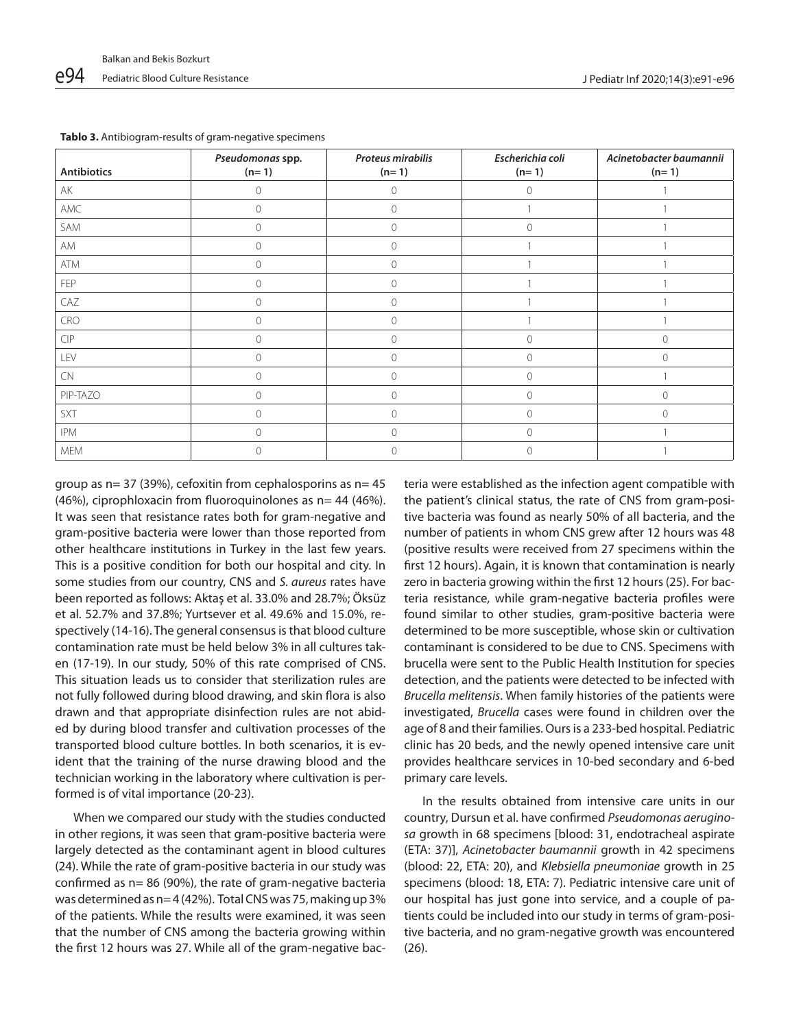**Tablo 3.** Antibiogram-results of gram-negative specimens

| Antibiotics | *Pseudomonas* spp. (n= 1) | *Proteus mirabilis* (n= 1) | *Escherichia coli* (n= 1) | *Acinetobacter baumannii* (n= 1) |
|---|---|---|---|---|
| AK | 0 | 0 | 0 | 1 |
| AMC | 0 | 0 | 1 | 1 |
| SAM | 0 | 0 | 0 | 1 |
| AM | 0 | 0 | 1 | 1 |
| ATM | 0 | 0 | 1 | 1 |
| FEP | 0 | 0 | 1 | 1 |
| CAZ | 0 | 0 | 1 | 1 |
| CRO | 0 | 0 | 1 | 1 |
| CIP | 0 | 0 | 0 | 0 |
| LEV | 0 | 0 | 0 | 0 |
| CN | 0 | 0 | 0 | 1 |
| PIP-TAZO | 0 | 0 | 0 | 0 |
| SXT | 0 | 0 | 0 | 0 |
| IPM | 0 | 0 | 0 | 1 |
| MEM | 0 | 0 | 0 | 1 |

group as n= 37 (39%), cefoxitin from cephalosporins as n= 45 (46%), ciprophloxacin from fluoroquinolones as n= 44 (46%). It was seen that resistance rates both for gram-negative and gram-positive bacteria were lower than those reported from other healthcare institutions in Turkey in the last few years. This is a positive condition for both our hospital and city. In some studies from our country, CNS and *S. aureus* rates have been reported as follows: Aktaş et al. 33.0% and 28.7%; Öksüz et al. 52.7% and 37.8%; Yurtsever et al. 49.6% and 15.0%, respectively (14-16). The general consensus is that blood culture contamination rate must be held below 3% in all cultures taken (17-19). In our study, 50% of this rate comprised of CNS. This situation leads us to consider that sterilization rules are not fully followed during blood drawing, and skin flora is also drawn and that appropriate disinfection rules are not abided by during blood transfer and cultivation processes of the transported blood culture bottles. In both scenarios, it is evident that the training of the nurse drawing blood and the technician working in the laboratory where cultivation is performed is of vital importance (20-23).

When we compared our study with the studies conducted in other regions, it was seen that gram-positive bacteria were largely detected as the contaminant agent in blood cultures (24). While the rate of gram-positive bacteria in our study was confirmed as n= 86 (90%), the rate of gram-negative bacteria was determined as n= 4 (42%). Total CNS was 75, making up 3% of the patients. While the results were examined, it was seen that the number of CNS among the bacteria growing within the first 12 hours was 27. While all of the gram-negative bacteria were established as the infection agent compatible with the patient's clinical status, the rate of CNS from gram-positive bacteria was found as nearly 50% of all bacteria, and the number of patients in whom CNS grew after 12 hours was 48 (positive results were received from 27 specimens within the first 12 hours). Again, it is known that contamination is nearly zero in bacteria growing within the first 12 hours (25). For bacteria resistance, while gram-negative bacteria profiles were found similar to other studies, gram-positive bacteria were determined to be more susceptible, whose skin or cultivation contaminant is considered to be due to CNS. Specimens with brucella were sent to the Public Health Institution for species detection, and the patients were detected to be infected with *Brucella melitensis*. When family histories of the patients were investigated, *Brucella* cases were found in children over the age of 8 and their families. Ours is a 233-bed hospital. Pediatric clinic has 20 beds, and the newly opened intensive care unit provides healthcare services in 10-bed secondary and 6-bed primary care levels.

In the results obtained from intensive care units in our country, Dursun et al. have confirmed *Pseudomonas aeruginosa* growth in 68 specimens [blood: 31, endotracheal aspirate (ETA: 37)], *Acinetobacter baumannii* growth in 42 specimens (blood: 22, ETA: 20), and *Klebsiella pneumoniae* growth in 25 specimens (blood: 18, ETA: 7). Pediatric intensive care unit of our hospital has just gone into service, and a couple of patients could be included into our study in terms of gram-positive bacteria, and no gram-negative growth was encountered (26).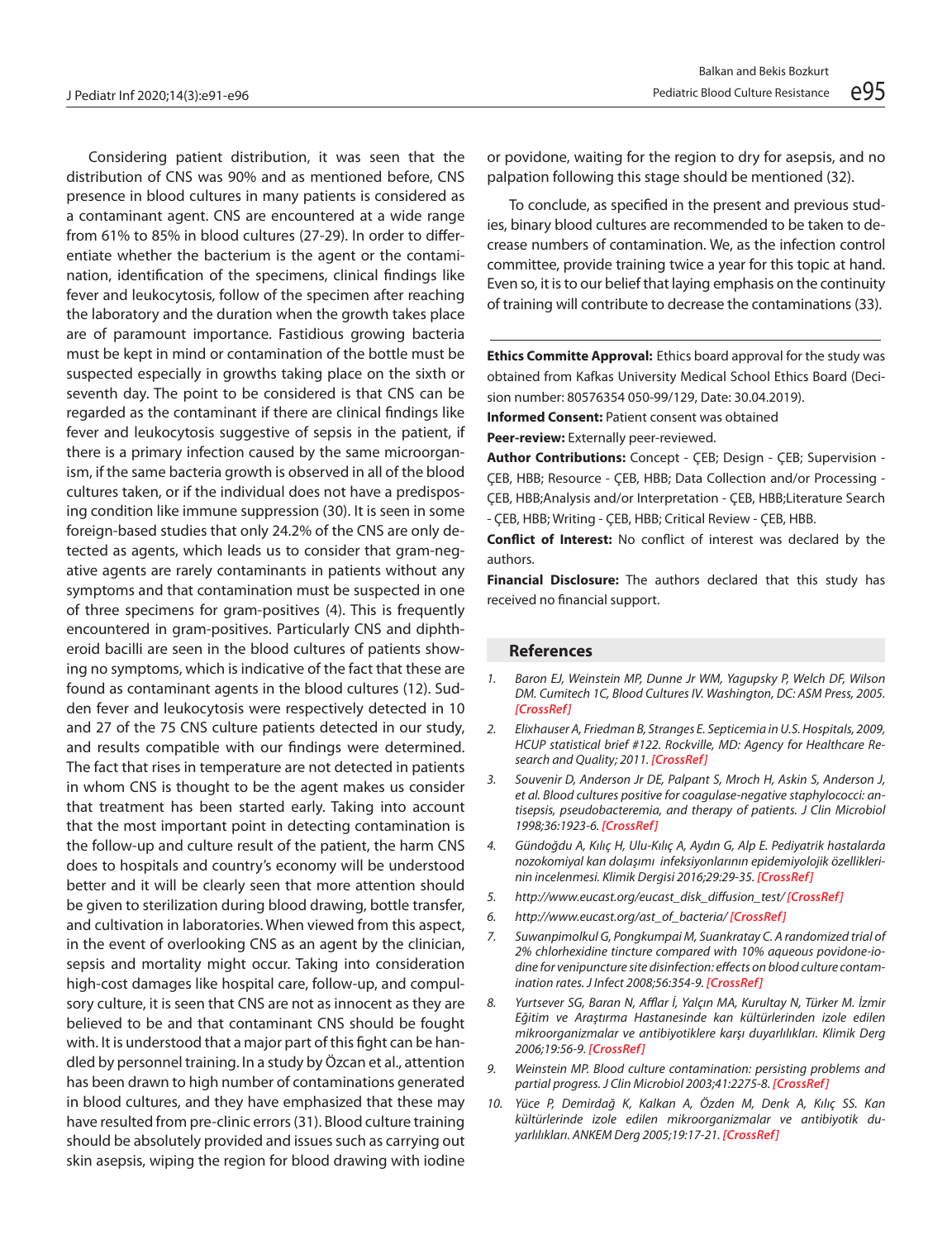Considering patient distribution, it was seen that the distribution of CNS was 90% and as mentioned before, CNS presence in blood cultures in many patients is considered as a contaminant agent. CNS are encountered at a wide range from 61% to 85% in blood cultures (27-29). In order to differentiate whether the bacterium is the agent or the contamination, identification of the specimens, clinical findings like fever and leukocytosis, follow of the specimen after reaching the laboratory and the duration when the growth takes place are of paramount importance. Fastidious growing bacteria must be kept in mind or contamination of the bottle must be suspected especially in growths taking place on the sixth or seventh day. The point to be considered is that CNS can be regarded as the contaminant if there are clinical findings like fever and leukocytosis suggestive of sepsis in the patient, if there is a primary infection caused by the same microorganism, if the same bacteria growth is observed in all of the blood cultures taken, or if the individual does not have a predisposing condition like immune suppression (30). It is seen in some foreign-based studies that only 24.2% of the CNS are only detected as agents, which leads us to consider that gram-negative agents are rarely contaminants in patients without any symptoms and that contamination must be suspected in one of three specimens for gram-positives (4). This is frequently encountered in gram-positives. Particularly CNS and diphtheroid bacilli are seen in the blood cultures of patients showing no symptoms, which is indicative of the fact that these are found as contaminant agents in the blood cultures (12). Sudden fever and leukocytosis were respectively detected in 10 and 27 of the 75 CNS culture patients detected in our study, and results compatible with our findings were determined. The fact that rises in temperature are not detected in patients in whom CNS is thought to be the agent makes us consider that treatment has been started early. Taking into account that the most important point in detecting contamination is the follow-up and culture result of the patient, the harm CNS does to hospitals and country's economy will be understood better and it will be clearly seen that more attention should be given to sterilization during blood drawing, bottle transfer, and cultivation in laboratories. When viewed from this aspect, in the event of overlooking CNS as an agent by the clinician, sepsis and mortality might occur. Taking into consideration high-cost damages like hospital care, follow-up, and compulsory culture, it is seen that CNS are not as innocent as they are believed to be and that contaminant CNS should be fought with. It is understood that a major part of this fight can be handled by personnel training. In a study by Özcan et al., attention has been drawn to high number of contaminations generated in blood cultures, and they have emphasized that these may have resulted from pre-clinic errors (31). Blood culture training should be absolutely provided and issues such as carrying out skin asepsis, wiping the region for blood drawing with iodine or povidone, waiting for the region to dry for asepsis, and no palpation following this stage should be mentioned (32).

To conclude, as specified in the present and previous studies, binary blood cultures are recommended to be taken to decrease numbers of contamination. We, as the infection control committee, provide training twice a year for this topic at hand. Even so, it is to our belief that laying emphasis on the continuity of training will contribute to decrease the contaminations (33).

---

**Ethics Committe Approval:** Ethics board approval for the study was obtained from Kafkas University Medical School Ethics Board (Decision number: 80576354 050-99/129, Date: 30.04.2019).

**Informed Consent:** Patient consent was obtained

**Peer-review:** Externally peer-reviewed.

**Author Contributions:** Concept - ÇEB; Design - ÇEB; Supervision - ÇEB, HBB; Resource - ÇEB, HBB; Data Collection and/or Processing - ÇEB, HBB;Analysis and/or Interpretation - ÇEB, HBB;Literature Search - ÇEB, HBB; Writing - ÇEB, HBB; Critical Review - ÇEB, HBB.

**Conflict of Interest:** No conflict of interest was declared by the authors.

**Financial Disclosure:** The authors declared that this study has received no financial support.

## References

1. *Baron EJ, Weinstein MP, Dunne Jr WM, Yagupsky P, Welch DF, Wilson DM. Cumitech 1C, Blood Cultures IV. Washington, DC: ASM Press, 2005.* **[CrossRef]**
2. *Elixhauser A, Friedman B, Stranges E. Septicemia in U.S. Hospitals, 2009, HCUP statistical brief #122. Rockville, MD: Agency for Healthcare Research and Quality; 2011.* **[CrossRef]**
3. *Souvenir D, Anderson Jr DE, Palpant S, Mroch H, Askin S, Anderson J, et al. Blood cultures positive for coagulase-negative staphylococci: antisepsis, pseudobacteremia, and therapy of patients. J Clin Microbiol 1998;36:1923-6.* **[CrossRef]**
4. *Gündoğdu A, Kılıç H, Ulu-Kılıç A, Aydın G, Alp E. Pediyatrik hastalarda nozokomiyal kan dolaşımı infeksiyonlarının epidemiyolojik özelliklerinin incelenmesi. Klimik Dergisi 2016;29:29-35.* **[CrossRef]**
5. *http://www.eucast.org/eucast_disk_diffusion_test/* **[CrossRef]**
6. *http://www.eucast.org/ast_of_bacteria/* **[CrossRef]**
7. *Suwanpimolkul G, Pongkumpai M, Suankratay C. A randomized trial of 2% chlorhexidine tincture compared with 10% aqueous povidone-iodine for venipuncture site disinfection: effects on blood culture contamination rates. J Infect 2008;56:354-9.* **[CrossRef]**
8. *Yurtsever SG, Baran N, Afflar İ, Yalçın MA, Kurultay N, Türker M. İzmir Eğitim ve Araştırma Hastanesinde kan kültürlerinden izole edilen mikroorganizmalar ve antibiyotiklere karşı duyarlılıkları. Klimik Derg 2006;19:56-9.* **[CrossRef]**
9. *Weinstein MP. Blood culture contamination: persisting problems and partial progress. J Clin Microbiol 2003;41:2275-8.* **[CrossRef]**
10. *Yüce P, Demirdağ K, Kalkan A, Özden M, Denk A, Kılıç SS. Kan kültürlerinde izole edilen mikroorganizmalar ve antibiyotik duyarlılıkları. ANKEM Derg 2005;19:17-21.* **[CrossRef]**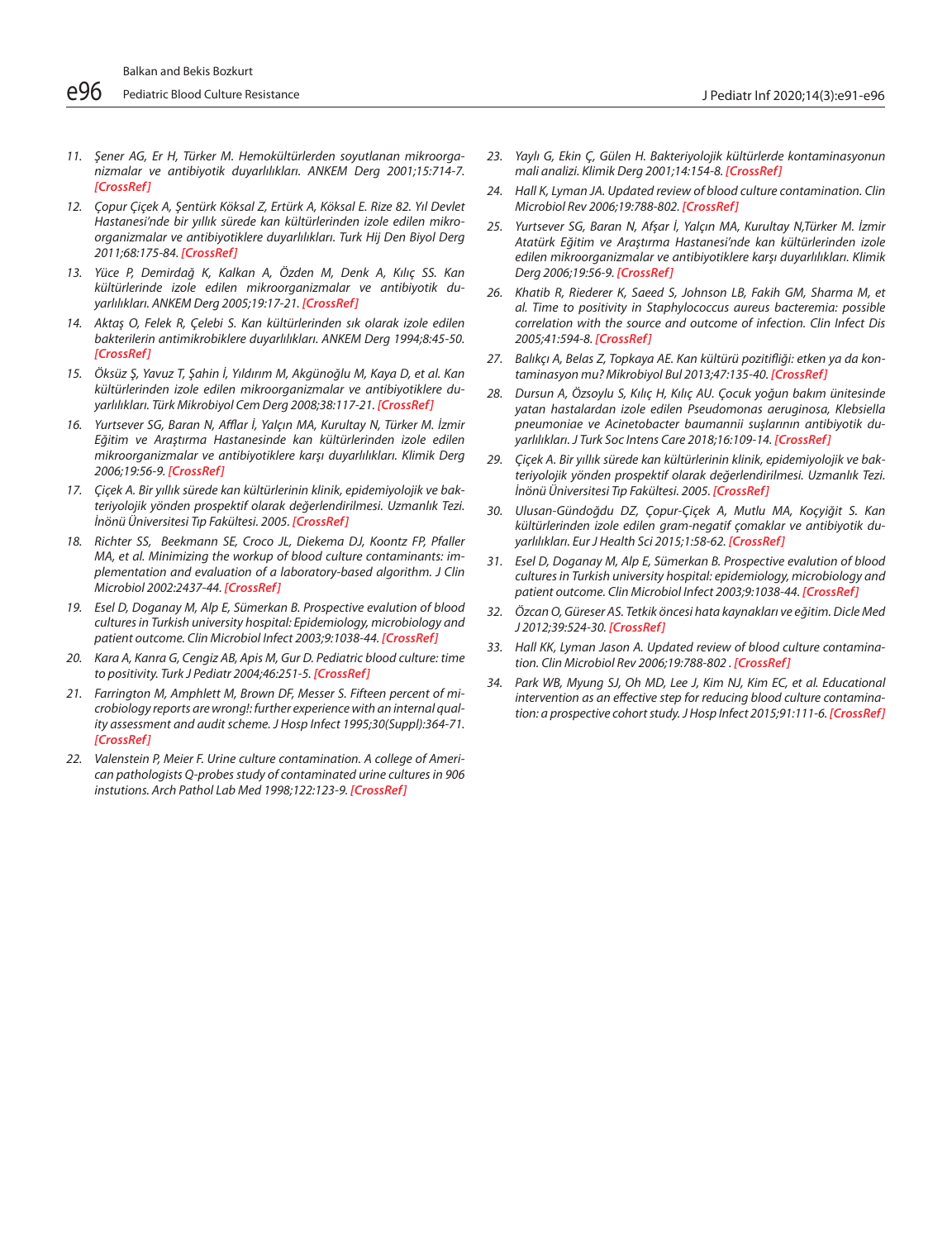11. Şener AG, Er H, Türker M. Hemokültürlerden soyutlanan mikroorganizmalar ve antibiyotik duyarlılıkları. ANKEM Derg 2001;15:714-7. [CrossRef]
12. Çopur Çiçek A, Şentürk Köksal Z, Ertürk A, Köksal E. Rize 82. Yıl Devlet Hastanesi'nde bir yıllık sürede kan kültürlerinden izole edilen mikroorganizmalar ve antibiyotiklere duyarlılıkları. Turk Hij Den Biyol Derg 2011;68:175-84. [CrossRef]
13. Yüce P, Demirdağ K, Kalkan A, Özden M, Denk A, Kılıç SS. Kan kültürlerinde izole edilen mikroorganizmalar ve antibiyotik duyarlılıkları. ANKEM Derg 2005;19:17-21. [CrossRef]
14. Aktaş O, Felek R, Çelebi S. Kan kültürlerinden sık olarak izole edilen bakterilerin antimikrobiklere duyarlılıkları. ANKEM Derg 1994;8:45-50. [CrossRef]
15. Öksüz Ş, Yavuz T, Şahin İ, Yıldırım M, Akgünoğlu M, Kaya D, et al. Kan kültürlerinden izole edilen mikroorganizmalar ve antibiyotiklere duyarlılıkları. Türk Mikrobiyol Cem Derg 2008;38:117-21. [CrossRef]
16. Yurtsever SG, Baran N, Afflar İ, Yalçın MA, Kurultay N, Türker M. İzmir Eğitim ve Araştırma Hastanesinde kan kültürlerinden izole edilen mikroorganizmalar ve antibiyotiklere karşı duyarlılıkları. Klimik Derg 2006;19:56-9. [CrossRef]
17. Çiçek A. Bir yıllık sürede kan kültürlerinin klinik, epidemiyolojik ve bakteriyolojik yönden prospektif olarak değerlendirilmesi. Uzmanlık Tezi. İnönü Üniversitesi Tıp Fakültesi. 2005. [CrossRef]
18. Richter SS, Beekmann SE, Croco JL, Diekema DJ, Koontz FP, Pfaller MA, et al. Minimizing the workup of blood culture contaminants: implementation and evaluation of a laboratory-based algorithm. J Clin Microbiol 2002:2437-44. [CrossRef]
19. Esel D, Doganay M, Alp E, Sümerkan B. Prospective evalution of blood cultures in Turkish university hospital: Epidemiology, microbiology and patient outcome. Clin Microbiol Infect 2003;9:1038-44. [CrossRef]
20. Kara A, Kanra G, Cengiz AB, Apis M, Gur D. Pediatric blood culture: time to positivity. Turk J Pediatr 2004;46:251-5. [CrossRef]
21. Farrington M, Amphlett M, Brown DF, Messer S. Fifteen percent of microbiology reports are wrong!: further experience with an internal quality assessment and audit scheme. J Hosp Infect 1995;30(Suppl):364-71. [CrossRef]
22. Valenstein P, Meier F. Urine culture contamination. A college of American pathologists Q-probes study of contaminated urine cultures in 906 instutions. Arch Pathol Lab Med 1998;122:123-9. [CrossRef]
23. Yaylı G, Ekin Ç, Gülen H. Bakteriyolojik kültürlerde kontaminasyonun mali analizi. Klimik Derg 2001;14:154-8. [CrossRef]
24. Hall K, Lyman JA. Updated review of blood culture contamination. Clin Microbiol Rev 2006;19:788-802. [CrossRef]
25. Yurtsever SG, Baran N, Afşar İ, Yalçın MA, Kurultay N,Türker M. İzmir Atatürk Eğitim ve Araştırma Hastanesi'nde kan kültürlerinden izole edilen mikroorganizmalar ve antibiyotiklere karşı duyarlılıkları. Klimik Derg 2006;19:56-9. [CrossRef]
26. Khatib R, Riederer K, Saeed S, Johnson LB, Fakih GM, Sharma M, et al. Time to positivity in Staphylococcus aureus bacteremia: possible correlation with the source and outcome of infection. Clin Infect Dis 2005;41:594-8. [CrossRef]
27. Balıkçı A, Belas Z, Topkaya AE. Kan kültürü pozitifliği: etken ya da kontaminasyon mu? Mikrobiyol Bul 2013;47:135-40. [CrossRef]
28. Dursun A, Özsoylu S, Kılıç H, Kılıç AU. Çocuk yoğun bakım ünitesinde yatan hastalardan izole edilen Pseudomonas aeruginosa, Klebsiella pneumoniae ve Acinetobacter baumannii suşlarının antibiyotik duyarlılıkları. J Turk Soc Intens Care 2018;16:109-14. [CrossRef]
29. Çiçek A. Bir yıllık sürede kan kültürlerinin klinik, epidemiyolojik ve bakteriyolojik yönden prospektif olarak değerlendirilmesi. Uzmanlık Tezi. İnönü Üniversitesi Tıp Fakültesi. 2005. [CrossRef]
30. Ulusan-Gündoğdu DZ, Çopur-Çiçek A, Mutlu MA, Koçyiğit S. Kan kültürlerinden izole edilen gram-negatif çomaklar ve antibiyotik duyarlılıkları. Eur J Health Sci 2015;1:58-62. [CrossRef]
31. Esel D, Doganay M, Alp E, Sümerkan B. Prospective evalution of blood cultures in Turkish university hospital: epidemiology, microbiology and patient outcome. Clin Microbiol Infect 2003;9:1038-44. [CrossRef]
32. Özcan O, Güreser AS. Tetkik öncesi hata kaynakları ve eğitim. Dicle Med J 2012;39:524-30. [CrossRef]
33. Hall KK, Lyman Jason A. Updated review of blood culture contamination. Clin Microbiol Rev 2006;19:788-802 . [CrossRef]
34. Park WB, Myung SJ, Oh MD, Lee J, Kim NJ, Kim EC, et al. Educational intervention as an effective step for reducing blood culture contamination: a prospective cohort study. J Hosp Infect 2015;91:111-6. [CrossRef]